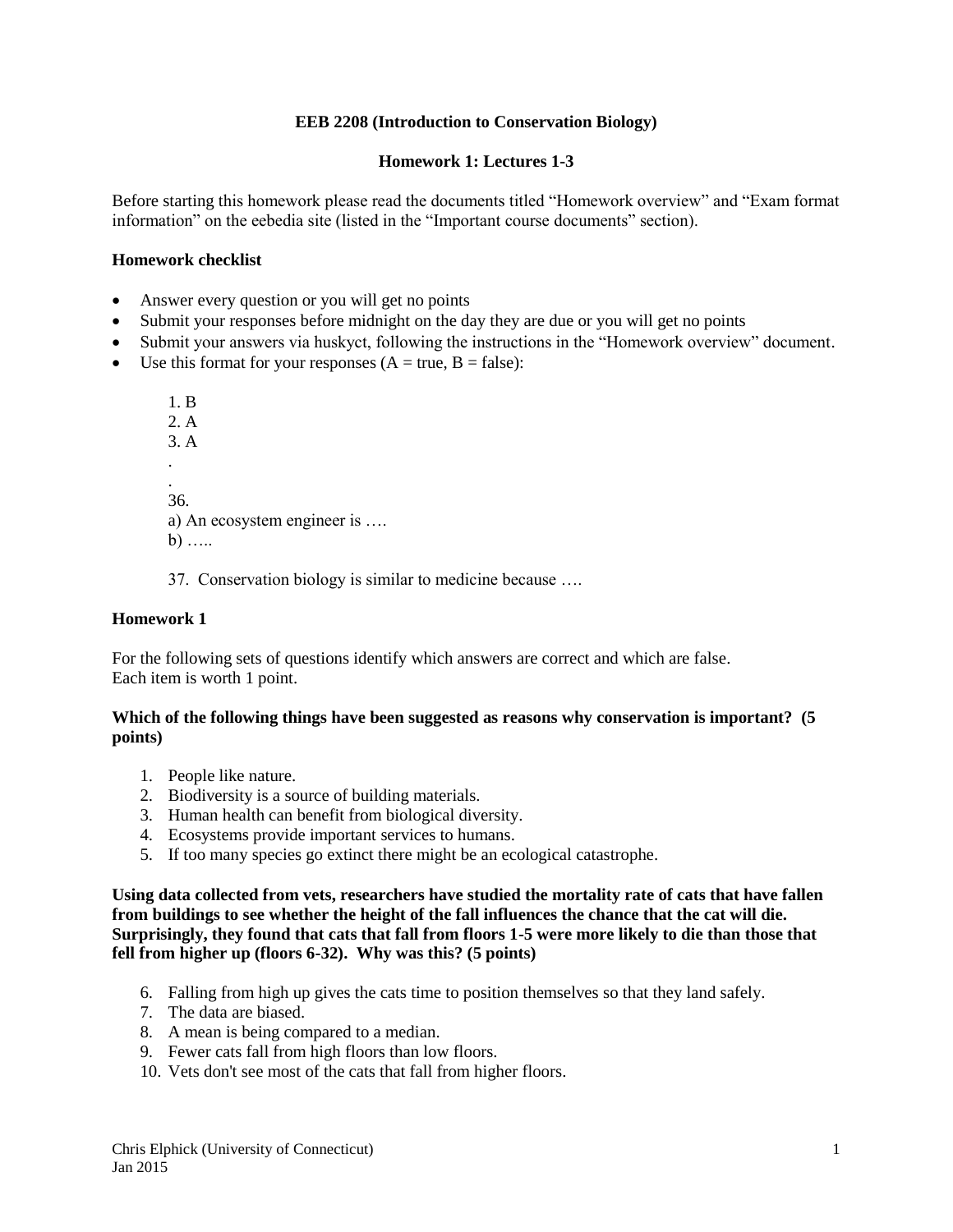**EEB 2208 (Introduction to Conservation Biology)**

**Homework 1: Lectures 1-3**

Before starting this homework please read the documents titled "Homework overview" and "Exam format information" on the eebedia site (listed in the "Important course documents" section).

**Homework checklist**

- Answer every question or you will get no points
- Submit your responses before midnight on the day they are due or you will get no points
- Submit your answers via huskyct, following the instructions in the "Homework overview" document.
- Use this format for your responses (A = true, B = false):

  1. B
  2. A
  3. A

  .

  .

  36.

  a) An ecosystem engineer is ….

  b) …..

  37. Conservation biology is similar to medicine because ….

**Homework 1**

For the following sets of questions identify which answers are correct and which are false.
Each item is worth 1 point.

**Which of the following things have been suggested as reasons why conservation is important? (5 points)**

1. People like nature.
2. Biodiversity is a source of building materials.
3. Human health can benefit from biological diversity.
4. Ecosystems provide important services to humans.
5. If too many species go extinct there might be an ecological catastrophe.

**Using data collected from vets, researchers have studied the mortality rate of cats that have fallen from buildings to see whether the height of the fall influences the chance that the cat will die. Surprisingly, they found that cats that fall from floors 1-5 were more likely to die than those that fell from higher up (floors 6-32). Why was this? (5 points)**

6. Falling from high up gives the cats time to position themselves so that they land safely.
7. The data are biased.
8. A mean is being compared to a median.
9. Fewer cats fall from high floors than low floors.
10. Vets don't see most of the cats that fall from higher floors.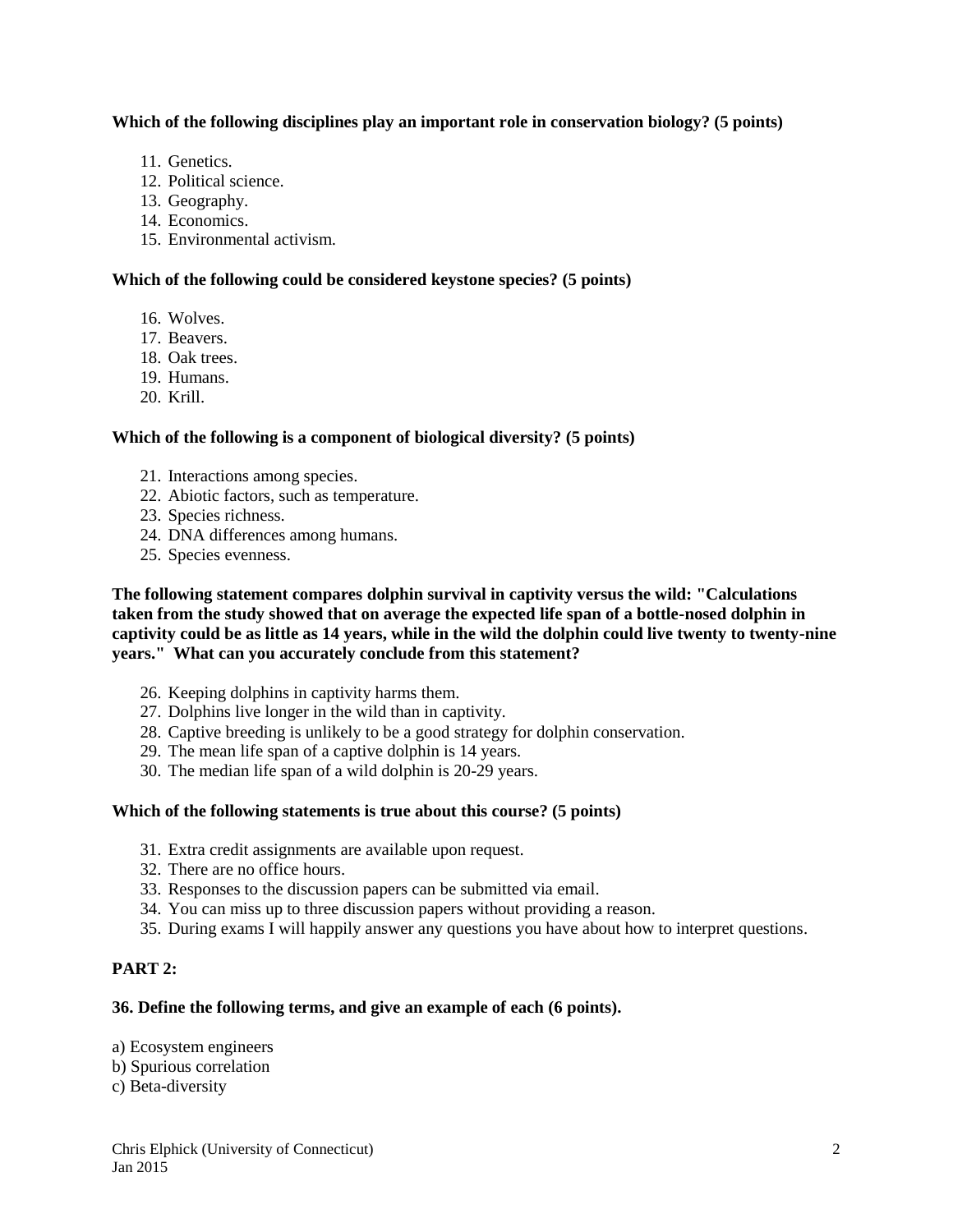**Which of the following disciplines play an important role in conservation biology? (5 points)**

11. Genetics.
12. Political science.
13. Geography.
14. Economics.
15. Environmental activism.

**Which of the following could be considered keystone species? (5 points)**

16. Wolves.
17. Beavers.
18. Oak trees.
19. Humans.
20. Krill.

**Which of the following is a component of biological diversity? (5 points)**

21. Interactions among species.
22. Abiotic factors, such as temperature.
23. Species richness.
24. DNA differences among humans.
25. Species evenness.

**The following statement compares dolphin survival in captivity versus the wild: "Calculations taken from the study showed that on average the expected life span of a bottle-nosed dolphin in captivity could be as little as 14 years, while in the wild the dolphin could live twenty to twenty-nine years." What can you accurately conclude from this statement?**

26. Keeping dolphins in captivity harms them.
27. Dolphins live longer in the wild than in captivity.
28. Captive breeding is unlikely to be a good strategy for dolphin conservation.
29. The mean life span of a captive dolphin is 14 years.
30. The median life span of a wild dolphin is 20-29 years.

**Which of the following statements is true about this course? (5 points)**

31. Extra credit assignments are available upon request.
32. There are no office hours.
33. Responses to the discussion papers can be submitted via email.
34. You can miss up to three discussion papers without providing a reason.
35. During exams I will happily answer any questions you have about how to interpret questions.

**PART 2:**

**36. Define the following terms, and give an example of each (6 points).**

a) Ecosystem engineers
b) Spurious correlation
c) Beta-diversity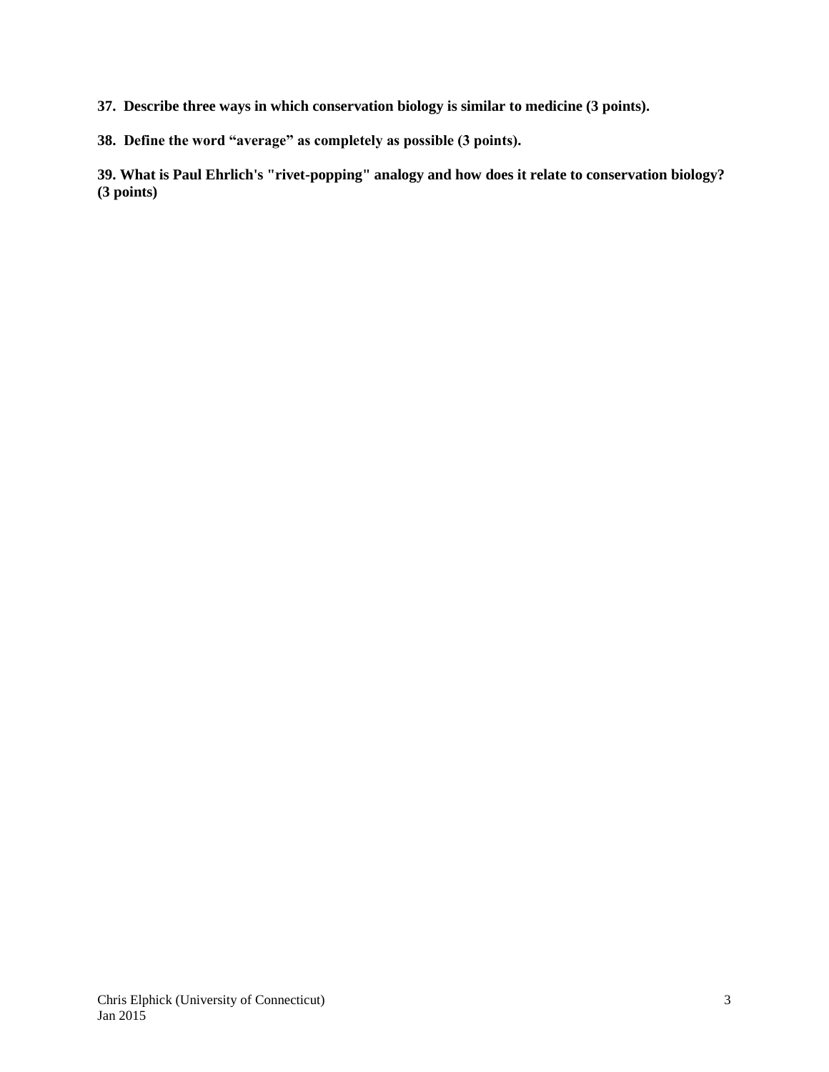**37. Describe three ways in which conservation biology is similar to medicine (3 points).**

**38. Define the word "average" as completely as possible (3 points).**

**39. What is Paul Ehrlich's "rivet-popping" analogy and how does it relate to conservation biology? (3 points)**